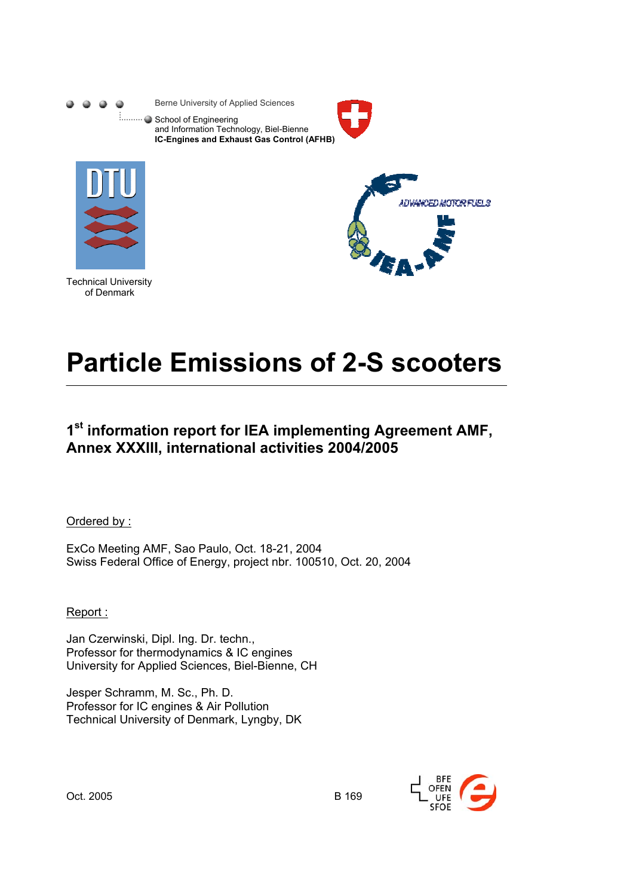Berne University of Applied Sciences

School of Engineering
and Information Technology, Biel-Bienne
**IC-Engines and Exhaust Gas Control (AFHB)**

Technical University
of Denmark

ADVANCED MOTOR FUELS

IEA-AMF

# Particle Emissions of 2-S scooters

## 1st information report for IEA implementing Agreement AMF, Annex XXXIII, international activities 2004/2005

Ordered by :

ExCo Meeting AMF, Sao Paulo, Oct. 18-21, 2004
Swiss Federal Office of Energy, project nbr. 100510, Oct. 20, 2004

Report :

Jan Czerwinski, Dipl. Ing. Dr. techn.,
Professor for thermodynamics & IC engines
University for Applied Sciences, Biel-Bienne, CH

Jesper Schramm, M. Sc., Ph. D.
Professor for IC engines & Air Pollution
Technical University of Denmark, Lyngby, DK

Oct. 2005

B 169

BFE
OFEN
UFE
SFOE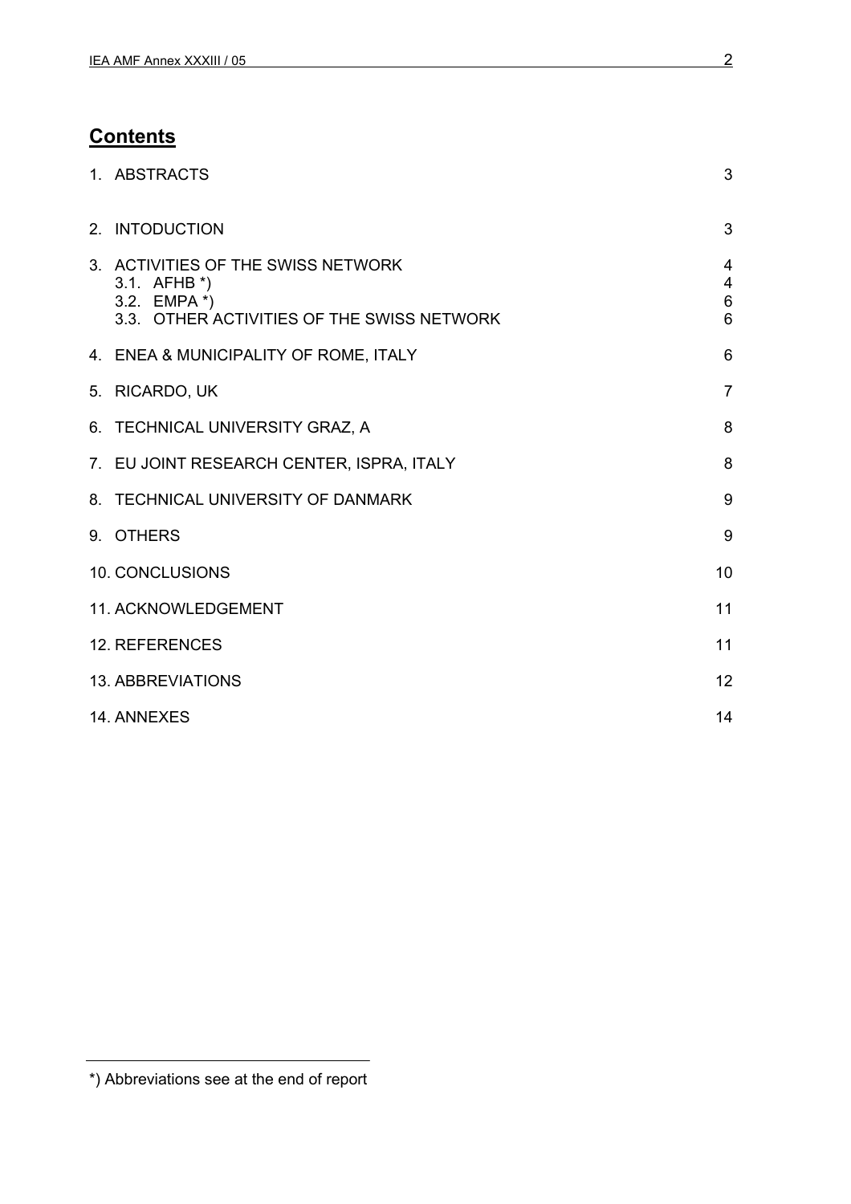## Contents

| | |
|---|---|
| 1. ABSTRACTS | 3 |
| 2. INTODUCTION | 3 |
| 3. ACTIVITIES OF THE SWISS NETWORK | 4 |
| 3.1. AFHB *) | 4 |
| 3.2. EMPA *) | 6 |
| 3.3. OTHER ACTIVITIES OF THE SWISS NETWORK | 6 |
| 4. ENEA & MUNICIPALITY OF ROME, ITALY | 6 |
| 5. RICARDO, UK | 7 |
| 6. TECHNICAL UNIVERSITY GRAZ, A | 8 |
| 7. EU JOINT RESEARCH CENTER, ISPRA, ITALY | 8 |
| 8. TECHNICAL UNIVERSITY OF DANMARK | 9 |
| 9. OTHERS | 9 |
| 10. CONCLUSIONS | 10 |
| 11. ACKNOWLEDGEMENT | 11 |
| 12. REFERENCES | 11 |
| 13. ABBREVIATIONS | 12 |
| 14. ANNEXES | 14 |

*) Abbreviations see at the end of report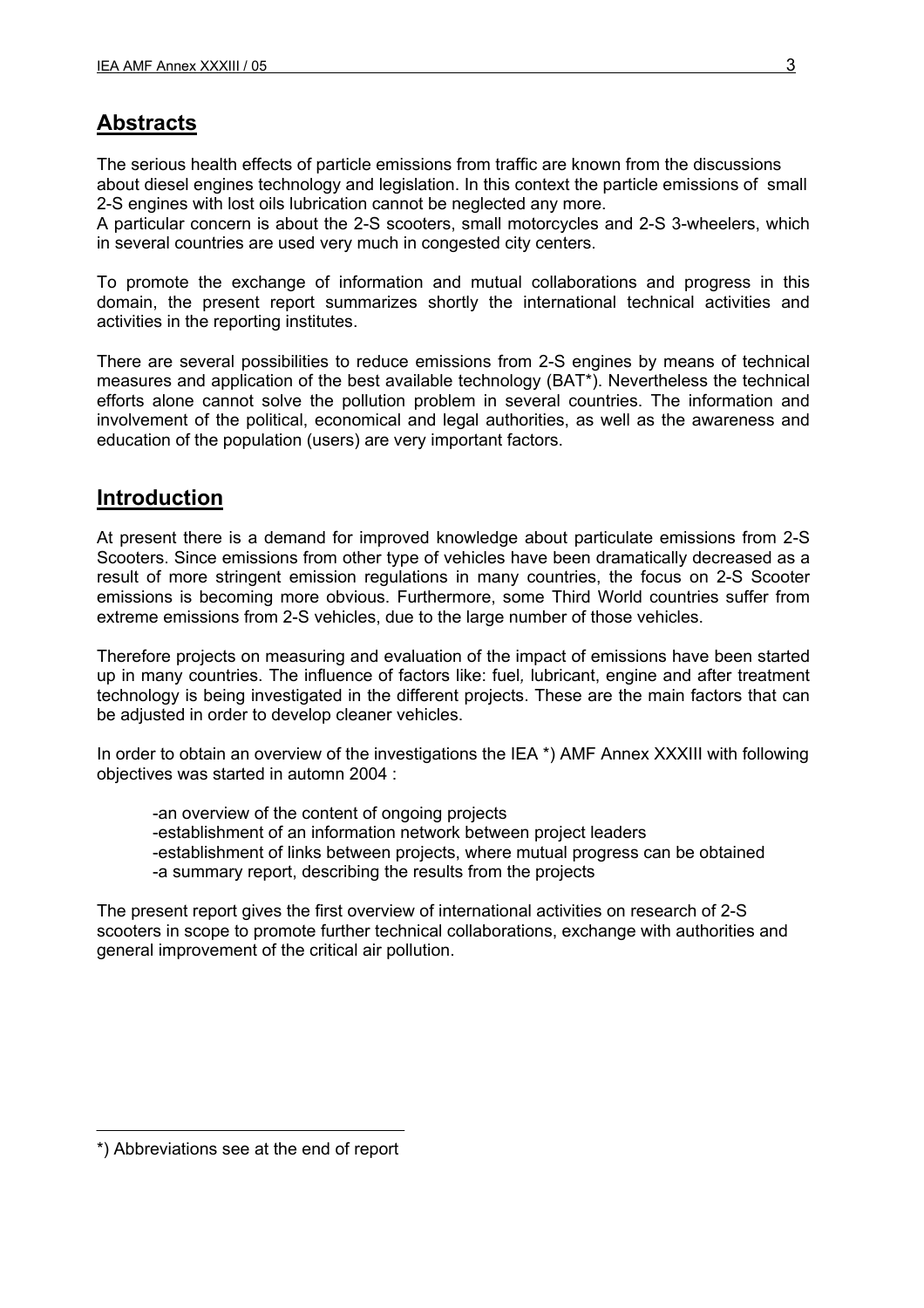## Abstracts

The serious health effects of particle emissions from traffic are known from the discussions about diesel engines technology and legislation. In this context the particle emissions of small 2-S engines with lost oils lubrication cannot be neglected any more.
A particular concern is about the 2-S scooters, small motorcycles and 2-S 3-wheelers, which in several countries are used very much in congested city centers.

To promote the exchange of information and mutual collaborations and progress in this domain, the present report summarizes shortly the international technical activities and activities in the reporting institutes.

There are several possibilities to reduce emissions from 2-S engines by means of technical measures and application of the best available technology (BAT*). Nevertheless the technical efforts alone cannot solve the pollution problem in several countries. The information and involvement of the political, economical and legal authorities, as well as the awareness and education of the population (users) are very important factors.

## Introduction

At present there is a demand for improved knowledge about particulate emissions from 2-S Scooters. Since emissions from other type of vehicles have been dramatically decreased as a result of more stringent emission regulations in many countries, the focus on 2-S Scooter emissions is becoming more obvious. Furthermore, some Third World countries suffer from extreme emissions from 2-S vehicles, due to the large number of those vehicles.

Therefore projects on measuring and evaluation of the impact of emissions have been started up in many countries. The influence of factors like: fuel, lubricant, engine and after treatment technology is being investigated in the different projects. These are the main factors that can be adjusted in order to develop cleaner vehicles.

In order to obtain an overview of the investigations the IEA *) AMF Annex XXXIII with following objectives was started in automn 2004 :

-an overview of the content of ongoing projects
-establishment of an information network between project leaders
-establishment of links between projects, where mutual progress can be obtained
-a summary report, describing the results from the projects

The present report gives the first overview of international activities on research of 2-S scooters in scope to promote further technical collaborations, exchange with authorities and general improvement of the critical air pollution.

*) Abbreviations see at the end of report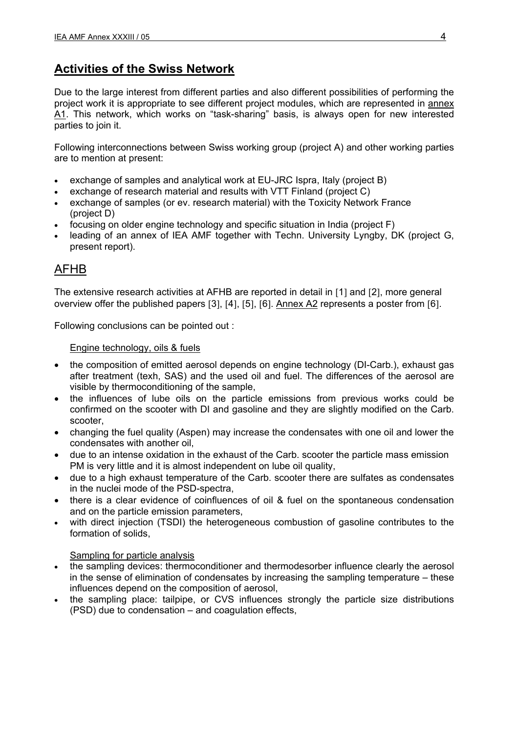## Activities of the Swiss Network

Due to the large interest from different parties and also different possibilities of performing the project work it is appropriate to see different project modules, which are represented in annex A1. This network, which works on "task-sharing" basis, is always open for new interested parties to join it.

Following interconnections between Swiss working group (project A) and other working parties are to mention at present:

- exchange of samples and analytical work at EU-JRC Ispra, Italy (project B)
- exchange of research material and results with VTT Finland (project C)
- exchange of samples (or ev. research material) with the Toxicity Network France (project D)
- focusing on older engine technology and specific situation in India (project F)
- leading of an annex of IEA AMF together with Techn. University Lyngby, DK (project G, present report).

## AFHB

The extensive research activities at AFHB are reported in detail in [1] and [2], more general overview offer the published papers [3], [4], [5], [6]. Annex A2 represents a poster from [6].

Following conclusions can be pointed out :

Engine technology, oils & fuels

- the composition of emitted aerosol depends on engine technology (DI-Carb.), exhaust gas after treatment (texh, SAS) and the used oil and fuel. The differences of the aerosol are visible by thermoconditioning of the sample,
- the influences of lube oils on the particle emissions from previous works could be confirmed on the scooter with DI and gasoline and they are slightly modified on the Carb. scooter,
- changing the fuel quality (Aspen) may increase the condensates with one oil and lower the condensates with another oil,
- due to an intense oxidation in the exhaust of the Carb. scooter the particle mass emission PM is very little and it is almost independent on lube oil quality,
- due to a high exhaust temperature of the Carb. scooter there are sulfates as condensates in the nuclei mode of the PSD-spectra,
- there is a clear evidence of coinfluences of oil & fuel on the spontaneous condensation and on the particle emission parameters,
- with direct injection (TSDI) the heterogeneous combustion of gasoline contributes to the formation of solids,

Sampling for particle analysis

- the sampling devices: thermoconditioner and thermodesorber influence clearly the aerosol in the sense of elimination of condensates by increasing the sampling temperature – these influences depend on the composition of aerosol,
- the sampling place: tailpipe, or CVS influences strongly the particle size distributions (PSD) due to condensation – and coagulation effects,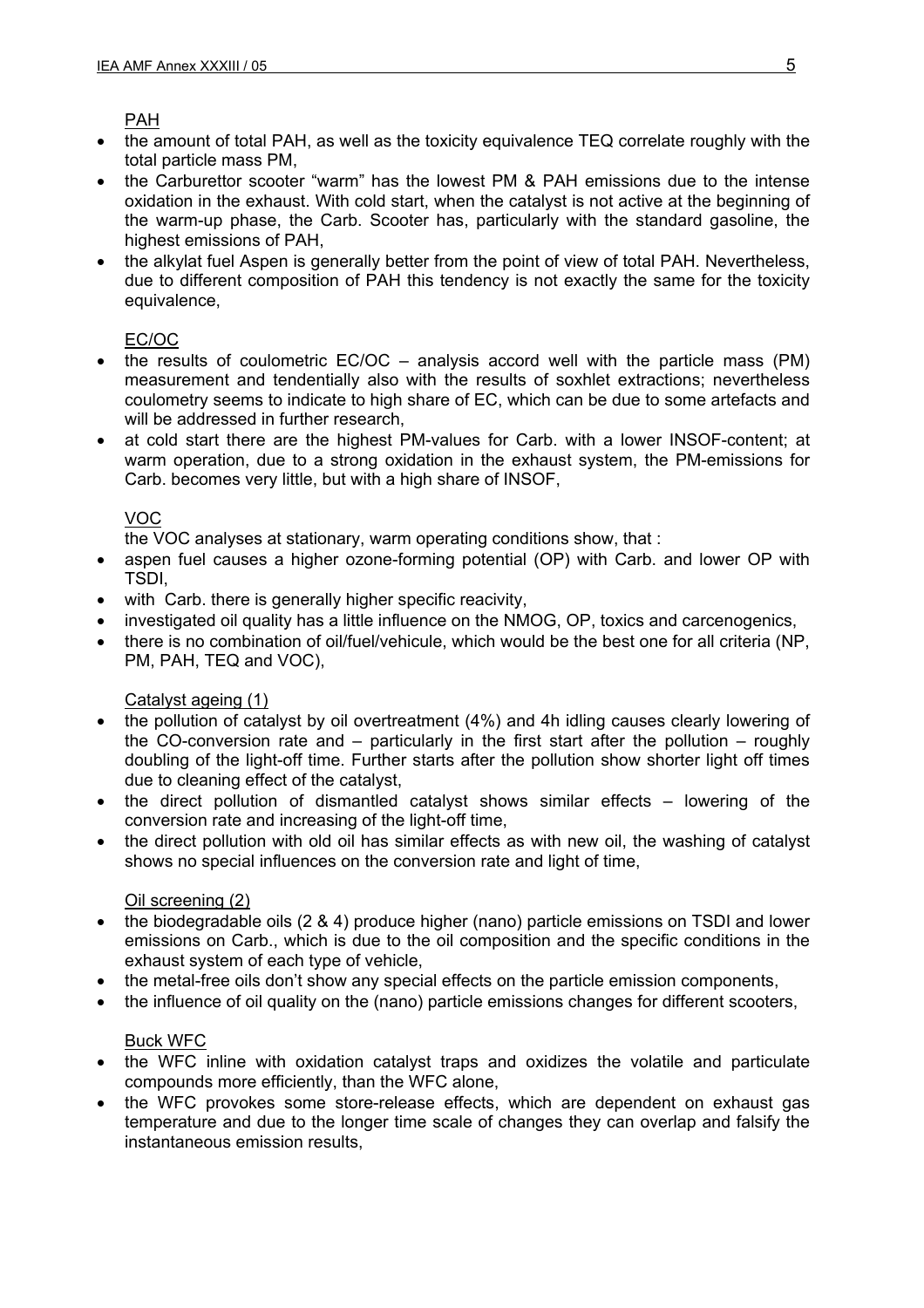PAH

- the amount of total PAH, as well as the toxicity equivalence TEQ correlate roughly with the total particle mass PM,
- the Carburettor scooter "warm" has the lowest PM & PAH emissions due to the intense oxidation in the exhaust. With cold start, when the catalyst is not active at the beginning of the warm-up phase, the Carb. Scooter has, particularly with the standard gasoline, the highest emissions of PAH,
- the alkylat fuel Aspen is generally better from the point of view of total PAH. Nevertheless, due to different composition of PAH this tendency is not exactly the same for the toxicity equivalence,

EC/OC

- the results of coulometric EC/OC – analysis accord well with the particle mass (PM) measurement and tendentially also with the results of soxhlet extractions; nevertheless coulometry seems to indicate to high share of EC, which can be due to some artefacts and will be addressed in further research,
- at cold start there are the highest PM-values for Carb. with a lower INSOF-content; at warm operation, due to a strong oxidation in the exhaust system, the PM-emissions for Carb. becomes very little, but with a high share of INSOF,

VOC

the VOC analyses at stationary, warm operating conditions show, that :

- aspen fuel causes a higher ozone-forming potential (OP) with Carb. and lower OP with TSDI,
- with Carb. there is generally higher specific reacivity,
- investigated oil quality has a little influence on the NMOG, OP, toxics and carcenogenics,
- there is no combination of oil/fuel/vehicule, which would be the best one for all criteria (NP, PM, PAH, TEQ and VOC),

Catalyst ageing (1)

- the pollution of catalyst by oil overtreatment (4%) and 4h idling causes clearly lowering of the CO-conversion rate and – particularly in the first start after the pollution – roughly doubling of the light-off time. Further starts after the pollution show shorter light off times due to cleaning effect of the catalyst,
- the direct pollution of dismantled catalyst shows similar effects – lowering of the conversion rate and increasing of the light-off time,
- the direct pollution with old oil has similar effects as with new oil, the washing of catalyst shows no special influences on the conversion rate and light of time,

Oil screening (2)

- the biodegradable oils (2 & 4) produce higher (nano) particle emissions on TSDI and lower emissions on Carb., which is due to the oil composition and the specific conditions in the exhaust system of each type of vehicle,
- the metal-free oils don't show any special effects on the particle emission components,
- the influence of oil quality on the (nano) particle emissions changes for different scooters,

Buck WFC

- the WFC inline with oxidation catalyst traps and oxidizes the volatile and particulate compounds more efficiently, than the WFC alone,
- the WFC provokes some store-release effects, which are dependent on exhaust gas temperature and due to the longer time scale of changes they can overlap and falsify the instantaneous emission results,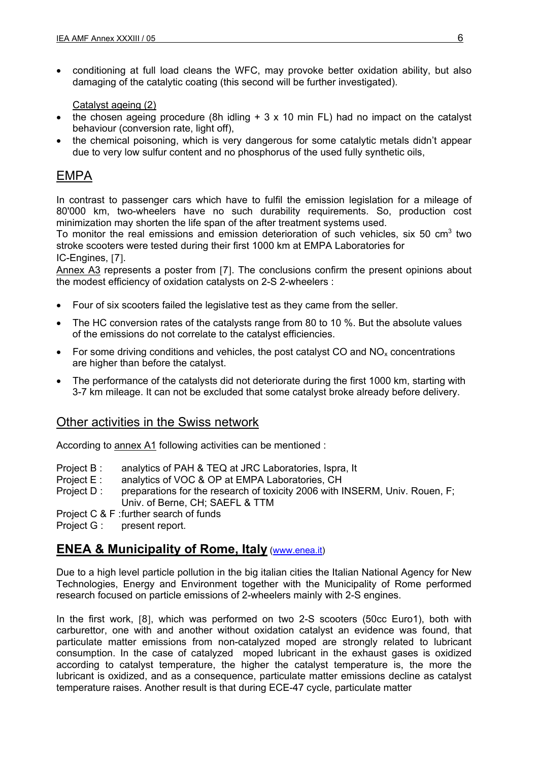- conditioning at full load cleans the WFC, may provoke better oxidation ability, but also damaging of the catalytic coating (this second will be further investigated).

Catalyst ageing (2)

- the chosen ageing procedure (8h idling + 3 x 10 min FL) had no impact on the catalyst behaviour (conversion rate, light off),
- the chemical poisoning, which is very dangerous for some catalytic metals didn't appear due to very low sulfur content and no phosphorus of the used fully synthetic oils,

## EMPA

In contrast to passenger cars which have to fulfil the emission legislation for a mileage of 80'000 km, two-wheelers have no such durability requirements. So, production cost minimization may shorten the life span of the after treatment systems used.
To monitor the real emissions and emission deterioration of such vehicles, six 50 $cm^3$ two stroke scooters were tested during their first 1000 km at EMPA Laboratories for IC-Engines, [7].
Annex A3 represents a poster from [7]. The conclusions confirm the present opinions about the modest efficiency of oxidation catalysts on 2-S 2-wheelers :

- Four of six scooters failed the legislative test as they came from the seller.
- The HC conversion rates of the catalysts range from 80 to 10 %. But the absolute values of the emissions do not correlate to the catalyst efficiencies.
- For some driving conditions and vehicles, the post catalyst CO and $NO_x$ concentrations are higher than before the catalyst.
- The performance of the catalysts did not deteriorate during the first 1000 km, starting with 3-7 km mileage. It can not be excluded that some catalyst broke already before delivery.

## Other activities in the Swiss network

According to annex A1 following activities can be mentioned :

Project B : analytics of PAH & TEQ at JRC Laboratories, Ispra, It
Project E : analytics of VOC & OP at EMPA Laboratories, CH
Project D : preparations for the research of toxicity 2006 with INSERM, Univ. Rouen, F; Univ. of Berne, CH; SAEFL & TTM
Project C & F : further search of funds
Project G : present report.

## **ENEA & Municipality of Rome, Italy** (www.enea.it)

Due to a high level particle pollution in the big italian cities the Italian National Agency for New Technologies, Energy and Environment together with the Municipality of Rome performed research focused on particle emissions of 2-wheelers mainly with 2-S engines.

In the first work, [8], which was performed on two 2-S scooters (50cc Euro1), both with carburettor, one with and another without oxidation catalyst an evidence was found, that particulate matter emissions from non-catalyzed moped are strongly related to lubricant consumption. In the case of catalyzed moped lubricant in the exhaust gases is oxidized according to catalyst temperature, the higher the catalyst temperature is, the more the lubricant is oxidized, and as a consequence, particulate matter emissions decline as catalyst temperature raises. Another result is that during ECE-47 cycle, particulate matter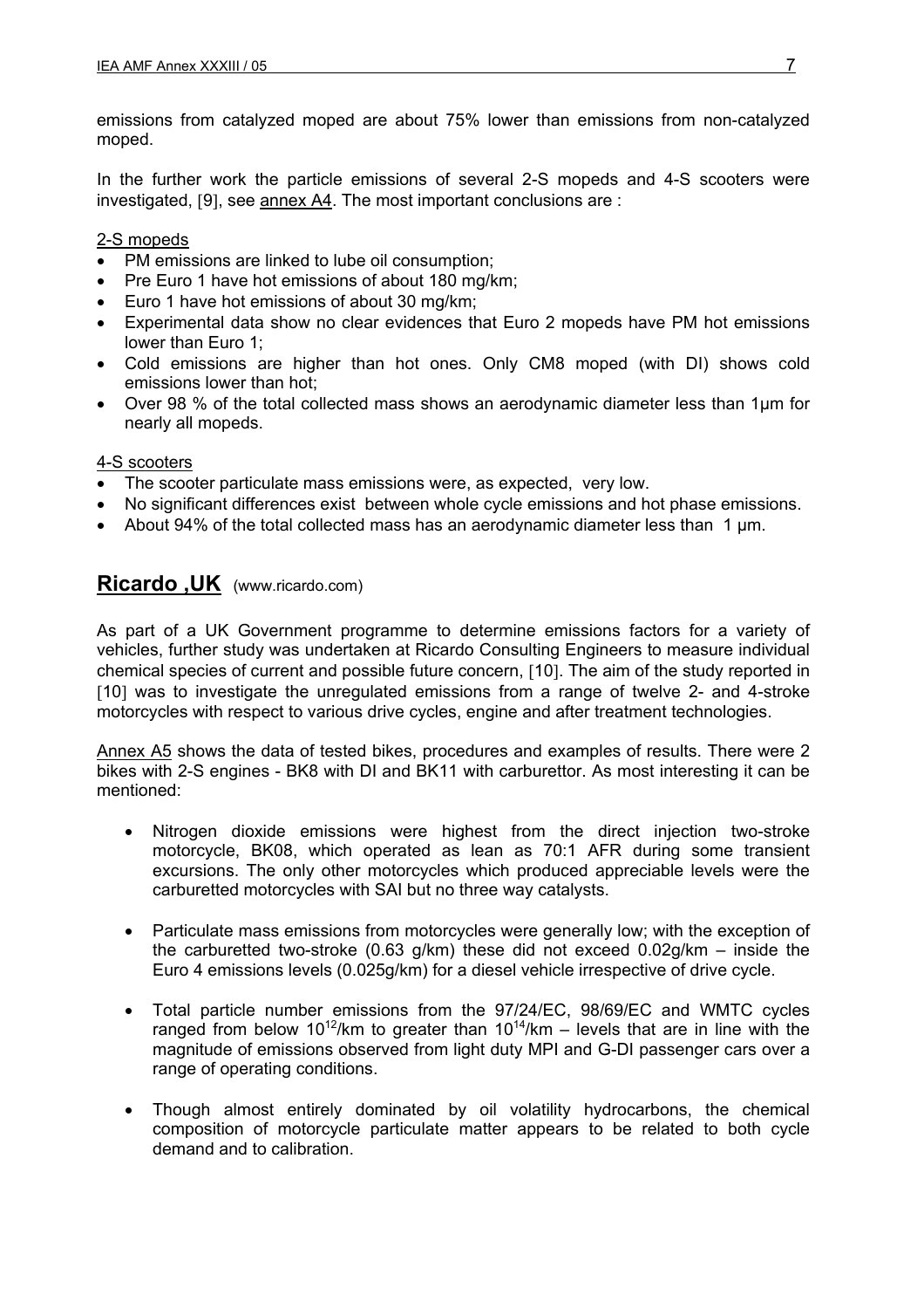emissions from catalyzed moped are about 75% lower than emissions from non-catalyzed moped.

In the further work the particle emissions of several 2-S mopeds and 4-S scooters were investigated, [9], see annex A4. The most important conclusions are :

2-S mopeds

- PM emissions are linked to lube oil consumption;
- Pre Euro 1 have hot emissions of about 180 mg/km;
- Euro 1 have hot emissions of about 30 mg/km;
- Experimental data show no clear evidences that Euro 2 mopeds have PM hot emissions lower than Euro 1;
- Cold emissions are higher than hot ones. Only CM8 moped (with DI) shows cold emissions lower than hot;
- Over 98 % of the total collected mass shows an aerodynamic diameter less than 1µm for nearly all mopeds.

4-S scooters

- The scooter particulate mass emissions were, as expected, very low.
- No significant differences exist between whole cycle emissions and hot phase emissions.
- About 94% of the total collected mass has an aerodynamic diameter less than 1 µm.

## Ricardo ,UK (www.ricardo.com)

As part of a UK Government programme to determine emissions factors for a variety of vehicles, further study was undertaken at Ricardo Consulting Engineers to measure individual chemical species of current and possible future concern, [10]. The aim of the study reported in [10] was to investigate the unregulated emissions from a range of twelve 2- and 4-stroke motorcycles with respect to various drive cycles, engine and after treatment technologies.

Annex A5 shows the data of tested bikes, procedures and examples of results. There were 2 bikes with 2-S engines - BK8 with DI and BK11 with carburettor. As most interesting it can be mentioned:

- Nitrogen dioxide emissions were highest from the direct injection two-stroke motorcycle, BK08, which operated as lean as 70:1 AFR during some transient excursions. The only other motorcycles which produced appreciable levels were the carburetted motorcycles with SAI but no three way catalysts.
- Particulate mass emissions from motorcycles were generally low; with the exception of the carburetted two-stroke (0.63 g/km) these did not exceed 0.02g/km – inside the Euro 4 emissions levels (0.025g/km) for a diesel vehicle irrespective of drive cycle.
- Total particle number emissions from the 97/24/EC, 98/69/EC and WMTC cycles ranged from below $10^{12}$/km to greater than $10^{14}$/km – levels that are in line with the magnitude of emissions observed from light duty MPI and G-DI passenger cars over a range of operating conditions.
- Though almost entirely dominated by oil volatility hydrocarbons, the chemical composition of motorcycle particulate matter appears to be related to both cycle demand and to calibration.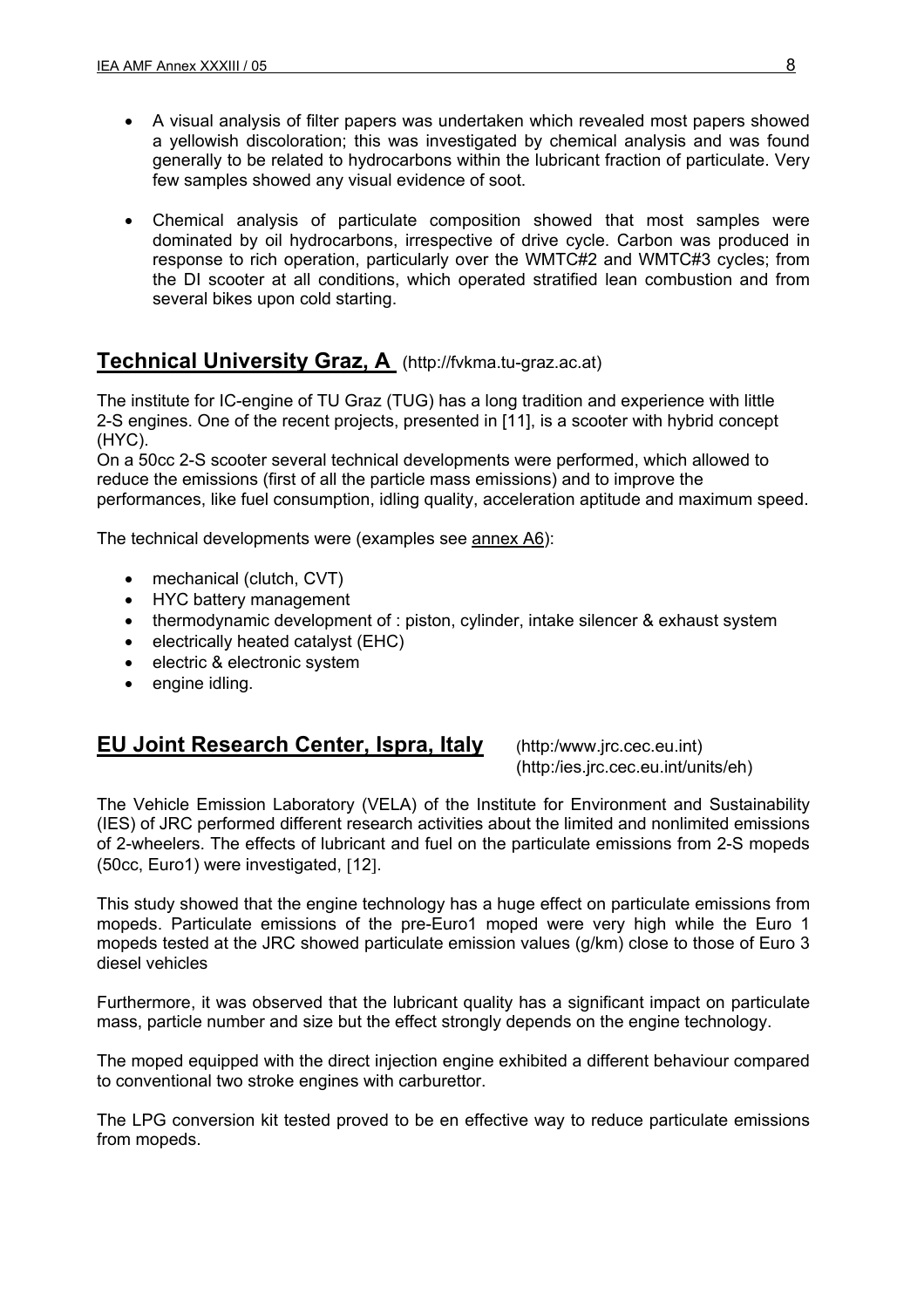- A visual analysis of filter papers was undertaken which revealed most papers showed a yellowish discoloration; this was investigated by chemical analysis and was found generally to be related to hydrocarbons within the lubricant fraction of particulate. Very few samples showed any visual evidence of soot.

- Chemical analysis of particulate composition showed that most samples were dominated by oil hydrocarbons, irrespective of drive cycle. Carbon was produced in response to rich operation, particularly over the WMTC#2 and WMTC#3 cycles; from the DI scooter at all conditions, which operated stratified lean combustion and from several bikes upon cold starting.

## Technical University Graz, A (http://fvkma.tu-graz.ac.at)

The institute for IC-engine of TU Graz (TUG) has a long tradition and experience with little 2-S engines. One of the recent projects, presented in [11], is a scooter with hybrid concept (HYC).
On a 50cc 2-S scooter several technical developments were performed, which allowed to reduce the emissions (first of all the particle mass emissions) and to improve the performances, like fuel consumption, idling quality, acceleration aptitude and maximum speed.

The technical developments were (examples see annex A6):

- mechanical (clutch, CVT)
- HYC battery management
- thermodynamic development of : piston, cylinder, intake silencer & exhaust system
- electrically heated catalyst (EHC)
- electric & electronic system
- engine idling.

## EU Joint Research Center, Ispra, Italy (http:/www.jrc.cec.eu.int) (http:/ies.jrc.cec.eu.int/units/eh)

The Vehicle Emission Laboratory (VELA) of the Institute for Environment and Sustainability (IES) of JRC performed different research activities about the limited and nonlimited emissions of 2-wheelers. The effects of lubricant and fuel on the particulate emissions from 2-S mopeds (50cc, Euro1) were investigated, [12].

This study showed that the engine technology has a huge effect on particulate emissions from mopeds. Particulate emissions of the pre-Euro1 moped were very high while the Euro 1 mopeds tested at the JRC showed particulate emission values (g/km) close to those of Euro 3 diesel vehicles

Furthermore, it was observed that the lubricant quality has a significant impact on particulate mass, particle number and size but the effect strongly depends on the engine technology.

The moped equipped with the direct injection engine exhibited a different behaviour compared to conventional two stroke engines with carburettor.

The LPG conversion kit tested proved to be en effective way to reduce particulate emissions from mopeds.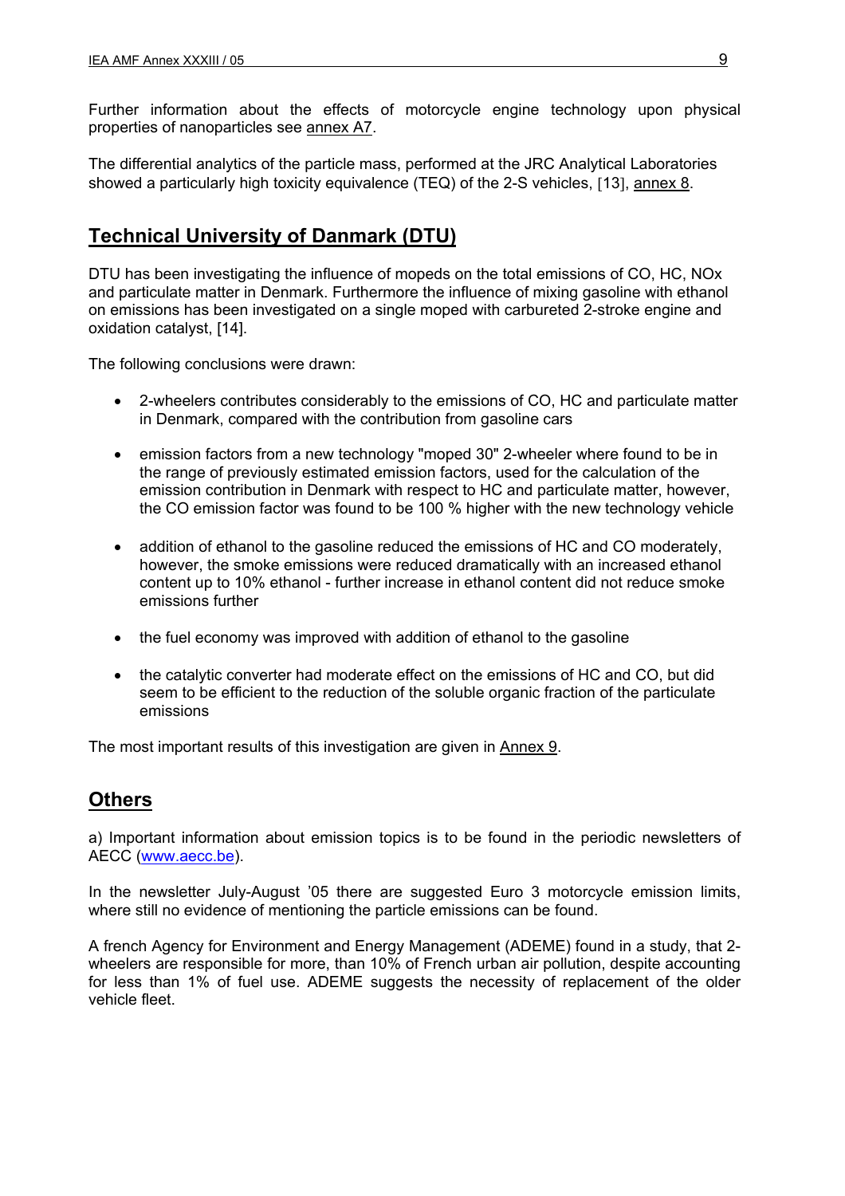Further information about the effects of motorcycle engine technology upon physical properties of nanoparticles see annex A7.

The differential analytics of the particle mass, performed at the JRC Analytical Laboratories showed a particularly high toxicity equivalence (TEQ) of the 2-S vehicles, [13], annex 8.

## Technical University of Danmark (DTU)

DTU has been investigating the influence of mopeds on the total emissions of CO, HC, NOx and particulate matter in Denmark. Furthermore the influence of mixing gasoline with ethanol on emissions has been investigated on a single moped with carbureted 2-stroke engine and oxidation catalyst, [14].

The following conclusions were drawn:

- 2-wheelers contributes considerably to the emissions of CO, HC and particulate matter in Denmark, compared with the contribution from gasoline cars
- emission factors from a new technology "moped 30" 2-wheeler where found to be in the range of previously estimated emission factors, used for the calculation of the emission contribution in Denmark with respect to HC and particulate matter, however, the CO emission factor was found to be 100 % higher with the new technology vehicle
- addition of ethanol to the gasoline reduced the emissions of HC and CO moderately, however, the smoke emissions were reduced dramatically with an increased ethanol content up to 10% ethanol - further increase in ethanol content did not reduce smoke emissions further
- the fuel economy was improved with addition of ethanol to the gasoline
- the catalytic converter had moderate effect on the emissions of HC and CO, but did seem to be efficient to the reduction of the soluble organic fraction of the particulate emissions

The most important results of this investigation are given in Annex 9.

## Others

a) Important information about emission topics is to be found in the periodic newsletters of AECC (www.aecc.be).

In the newsletter July-August '05 there are suggested Euro 3 motorcycle emission limits, where still no evidence of mentioning the particle emissions can be found.

A french Agency for Environment and Energy Management (ADEME) found in a study, that 2-wheelers are responsible for more, than 10% of French urban air pollution, despite accounting for less than 1% of fuel use. ADEME suggests the necessity of replacement of the older vehicle fleet.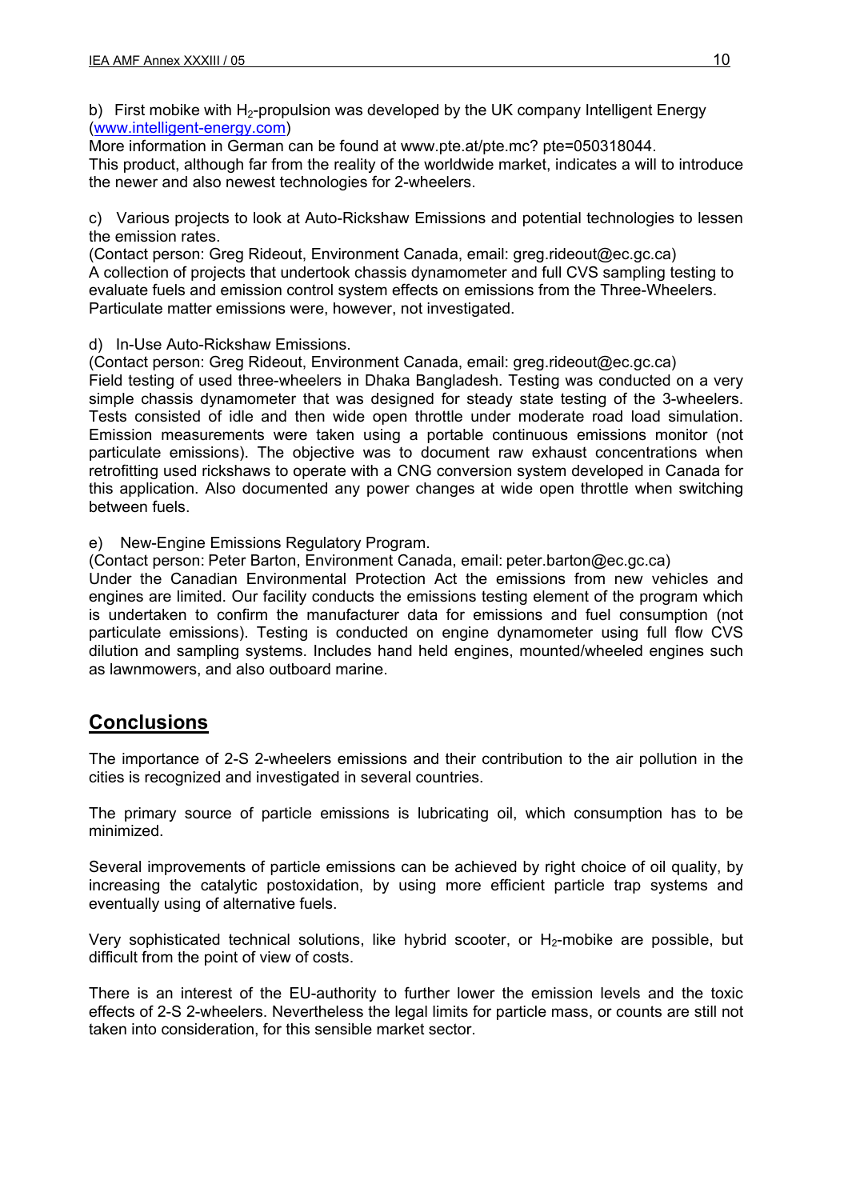b) First mobike with $H_2$-propulsion was developed by the UK company Intelligent Energy (www.intelligent-energy.com)

More information in German can be found at www.pte.at/pte.mc? pte=050318044.
This product, although far from the reality of the worldwide market, indicates a will to introduce the newer and also newest technologies for 2-wheelers.

c) Various projects to look at Auto-Rickshaw Emissions and potential technologies to lessen the emission rates.
(Contact person: Greg Rideout, Environment Canada, email: greg.rideout@ec.gc.ca)
A collection of projects that undertook chassis dynamometer and full CVS sampling testing to evaluate fuels and emission control system effects on emissions from the Three-Wheelers. Particulate matter emissions were, however, not investigated.

d) In-Use Auto-Rickshaw Emissions.
(Contact person: Greg Rideout, Environment Canada, email: greg.rideout@ec.gc.ca)
Field testing of used three-wheelers in Dhaka Bangladesh. Testing was conducted on a very simple chassis dynamometer that was designed for steady state testing of the 3-wheelers. Tests consisted of idle and then wide open throttle under moderate road load simulation. Emission measurements were taken using a portable continuous emissions monitor (not particulate emissions). The objective was to document raw exhaust concentrations when retrofitting used rickshaws to operate with a CNG conversion system developed in Canada for this application. Also documented any power changes at wide open throttle when switching between fuels.

e) New-Engine Emissions Regulatory Program.
(Contact person: Peter Barton, Environment Canada, email: peter.barton@ec.gc.ca)
Under the Canadian Environmental Protection Act the emissions from new vehicles and engines are limited. Our facility conducts the emissions testing element of the program which is undertaken to confirm the manufacturer data for emissions and fuel consumption (not particulate emissions). Testing is conducted on engine dynamometer using full flow CVS dilution and sampling systems. Includes hand held engines, mounted/wheeled engines such as lawnmowers, and also outboard marine.

## Conclusions

The importance of 2-S 2-wheelers emissions and their contribution to the air pollution in the cities is recognized and investigated in several countries.

The primary source of particle emissions is lubricating oil, which consumption has to be minimized.

Several improvements of particle emissions can be achieved by right choice of oil quality, by increasing the catalytic postoxidation, by using more efficient particle trap systems and eventually using of alternative fuels.

Very sophisticated technical solutions, like hybrid scooter, or $H_2$-mobike are possible, but difficult from the point of view of costs.

There is an interest of the EU-authority to further lower the emission levels and the toxic effects of 2-S 2-wheelers. Nevertheless the legal limits for particle mass, or counts are still not taken into consideration, for this sensible market sector.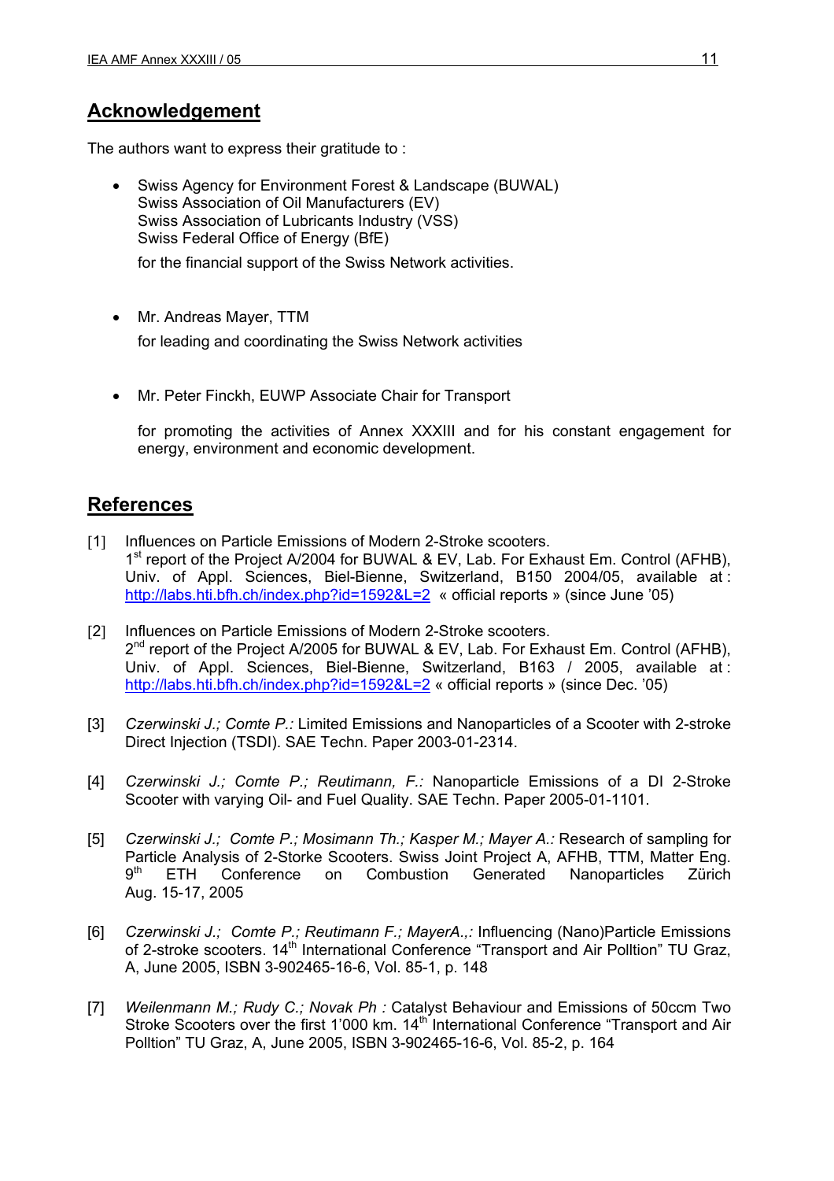## Acknowledgement

The authors want to express their gratitude to :

- Swiss Agency for Environment Forest & Landscape (BUWAL)
  Swiss Association of Oil Manufacturers (EV)
  Swiss Association of Lubricants Industry (VSS)
  Swiss Federal Office of Energy (BfE)

  for the financial support of the Swiss Network activities.

- Mr. Andreas Mayer, TTM

  for leading and coordinating the Swiss Network activities

- Mr. Peter Finckh, EUWP Associate Chair for Transport

  for promoting the activities of Annex XXXIII and for his constant engagement for energy, environment and economic development.

## References

[1] Influences on Particle Emissions of Modern 2-Stroke scooters.
1st report of the Project A/2004 for BUWAL & EV, Lab. For Exhaust Em. Control (AFHB), Univ. of Appl. Sciences, Biel-Bienne, Switzerland, B150 2004/05, available at : http://labs.hti.bfh.ch/index.php?id=1592&L=2 « official reports » (since June '05)

[2] Influences on Particle Emissions of Modern 2-Stroke scooters.
2nd report of the Project A/2005 for BUWAL & EV, Lab. For Exhaust Em. Control (AFHB), Univ. of Appl. Sciences, Biel-Bienne, Switzerland, B163 / 2005, available at : http://labs.hti.bfh.ch/index.php?id=1592&L=2 « official reports » (since Dec. '05)

[3] *Czerwinski J.; Comte P.:* Limited Emissions and Nanoparticles of a Scooter with 2-stroke Direct Injection (TSDI). SAE Techn. Paper 2003-01-2314.

[4] *Czerwinski J.; Comte P.; Reutimann, F.:* Nanoparticle Emissions of a DI 2-Stroke Scooter with varying Oil- and Fuel Quality. SAE Techn. Paper 2005-01-1101.

[5] *Czerwinski J.; Comte P.; Mosimann Th.; Kasper M.; Mayer A.:* Research of sampling for Particle Analysis of 2-Storke Scooters. Swiss Joint Project A, AFHB, TTM, Matter Eng. 9th ETH Conference on Combustion Generated Nanoparticles Zürich Aug. 15-17, 2005

[6] *Czerwinski J.; Comte P.; Reutimann F.; MayerA.,:* Influencing (Nano)Particle Emissions of 2-stroke scooters. 14th International Conference "Transport and Air Polltion" TU Graz, A, June 2005, ISBN 3-902465-16-6, Vol. 85-1, p. 148

[7] *Weilenmann M.; Rudy C.; Novak Ph :* Catalyst Behaviour and Emissions of 50ccm Two Stroke Scooters over the first 1'000 km. 14th International Conference "Transport and Air Polltion" TU Graz, A, June 2005, ISBN 3-902465-16-6, Vol. 85-2, p. 164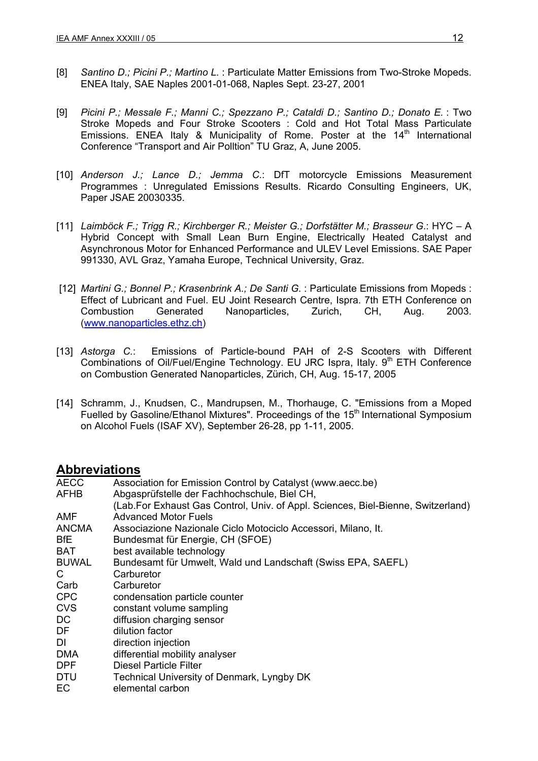[8] *Santino D.; Picini P.; Martino L.* : Particulate Matter Emissions from Two-Stroke Mopeds. ENEA Italy, SAE Naples 2001-01-068, Naples Sept. 23-27, 2001

[9] *Picini P.; Messale F.; Manni C.; Spezzano P.; Cataldi D.; Santino D.; Donato E.* : Two Stroke Mopeds and Four Stroke Scooters : Cold and Hot Total Mass Particulate Emissions. ENEA Italy & Municipality of Rome. Poster at the 14th International Conference "Transport and Air Polltion" TU Graz, A, June 2005.

[10] *Anderson J.; Lance D.; Jemma C.*: DfT motorcycle Emissions Measurement Programmes : Unregulated Emissions Results. Ricardo Consulting Engineers, UK, Paper JSAE 20030335.

[11] *Laimböck F.; Trigg R.; Kirchberger R.; Meister G.; Dorfstätter M.; Brasseur G.*: HYC – A Hybrid Concept with Small Lean Burn Engine, Electrically Heated Catalyst and Asynchronous Motor for Enhanced Performance and ULEV Level Emissions. SAE Paper 991330, AVL Graz, Yamaha Europe, Technical University, Graz.

[12] *Martini G.; Bonnel P.; Krasenbrink A.; De Santi G.* : Particulate Emissions from Mopeds : Effect of Lubricant and Fuel. EU Joint Research Centre, Ispra. 7th ETH Conference on Combustion Generated Nanoparticles, Zurich, CH, Aug. 2003. (www.nanoparticles.ethz.ch)

[13] *Astorga C.*: Emissions of Particle-bound PAH of 2-S Scooters with Different Combinations of Oil/Fuel/Engine Technology. EU JRC Ispra, Italy. 9th ETH Conference on Combustion Generated Nanoparticles, Zürich, CH, Aug. 15-17, 2005

[14] Schramm, J., Knudsen, C., Mandrupsen, M., Thorhauge, C. "Emissions from a Moped Fuelled by Gasoline/Ethanol Mixtures". Proceedings of the 15th International Symposium on Alcohol Fuels (ISAF XV), September 26-28, pp 1-11, 2005.

## Abbreviations

| | |
|---|---|
| AECC | Association for Emission Control by Catalyst (www.aecc.be) |
| AFHB | Abgasprüfstelle der Fachhochschule, Biel CH, (Lab.For Exhaust Gas Control, Univ. of Appl. Sciences, Biel-Bienne, Switzerland) |
| AMF | Advanced Motor Fuels |
| ANCMA | Associazione Nazionale Ciclo Motociclo Accessori, Milano, It. |
| BfE | Bundesmat für Energie, CH (SFOE) |
| BAT | best available technology |
| BUWAL | Bundesamt für Umwelt, Wald und Landschaft (Swiss EPA, SAEFL) |
| C | Carburetor |
| Carb | Carburetor |
| CPC | condensation particle counter |
| CVS | constant volume sampling |
| DC | diffusion charging sensor |
| DF | dilution factor |
| DI | direction injection |
| DMA | differential mobility analyser |
| DPF | Diesel Particle Filter |
| DTU | Technical University of Denmark, Lyngby DK |
| EC | elemental carbon |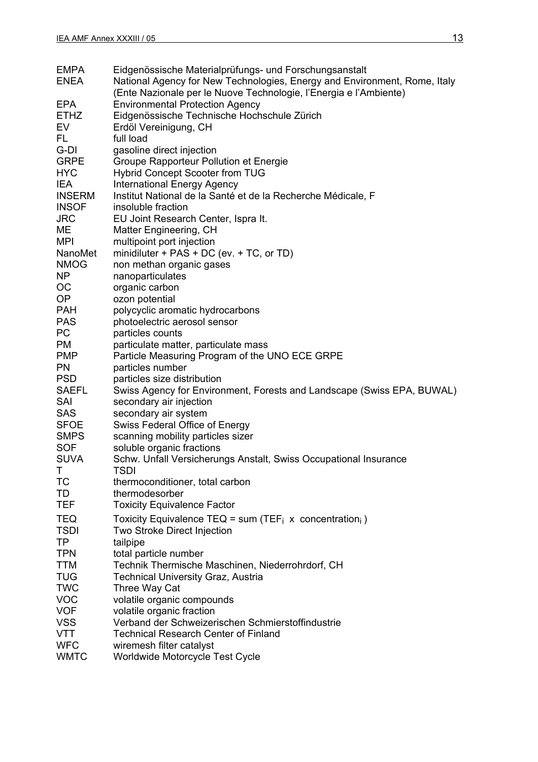| | |
|---|---|
| EMPA | Eidgenössische Materialprüfungs- und Forschungsanstalt |
| ENEA | National Agency for New Technologies, Energy and Environment, Rome, Italy (Ente Nazionale per le Nuove Technologie, l'Energia e l'Ambiente) |
| EPA | Environmental Protection Agency |
| ETHZ | Eidgenössische Technische Hochschule Zürich |
| EV | Erdöl Vereinigung, CH |
| FL | full load |
| G-DI | gasoline direct injection |
| GRPE | Groupe Rapporteur Pollution et Energie |
| HYC | Hybrid Concept Scooter from TUG |
| IEA | International Energy Agency |
| INSERM | Institut National de la Santé et de la Recherche Médicale, F |
| INSOF | insoluble fraction |
| JRC | EU Joint Research Center, Ispra It. |
| ME | Matter Engineering, CH |
| MPI | multipoint port injection |
| NanoMet | minidiluter + PAS + DC (ev. + TC, or TD) |
| NMOG | non methan organic gases |
| NP | nanoparticulates |
| OC | organic carbon |
| OP | ozon potential |
| PAH | polycyclic aromatic hydrocarbons |
| PAS | photoelectric aerosol sensor |
| PC | particles counts |
| PM | particulate matter, particulate mass |
| PMP | Particle Measuring Program of the UNO ECE GRPE |
| PN | particles number |
| PSD | particles size distribution |
| SAEFL | Swiss Agency for Environment, Forests and Landscape (Swiss EPA, BUWAL) |
| SAI | secondary air injection |
| SAS | secondary air system |
| SFOE | Swiss Federal Office of Energy |
| SMPS | scanning mobility particles sizer |
| SOF | soluble organic fractions |
| SUVA | Schw. Unfall Versicherungs Anstalt, Swiss Occupational Insurance |
| T | TSDI |
| TC | thermoconditioner, total carbon |
| TD | thermodesorber |
| TEF | Toxicity Equivalence Factor |
| TEQ | Toxicity Equivalence TEQ = sum ($TEF_i$ x $concentration_i$) |
| TSDI | Two Stroke Direct Injection |
| TP | tailpipe |
| TPN | total particle number |
| TTM | Technik Thermische Maschinen, Niederrohrdorf, CH |
| TUG | Technical University Graz, Austria |
| TWC | Three Way Cat |
| VOC | volatile organic compounds |
| VOF | volatile organic fraction |
| VSS | Verband der Schweizerischen Schmierstoffindustrie |
| VTT | Technical Research Center of Finland |
| WFC | wiremesh filter catalyst |
| WMTC | Worldwide Motorcycle Test Cycle |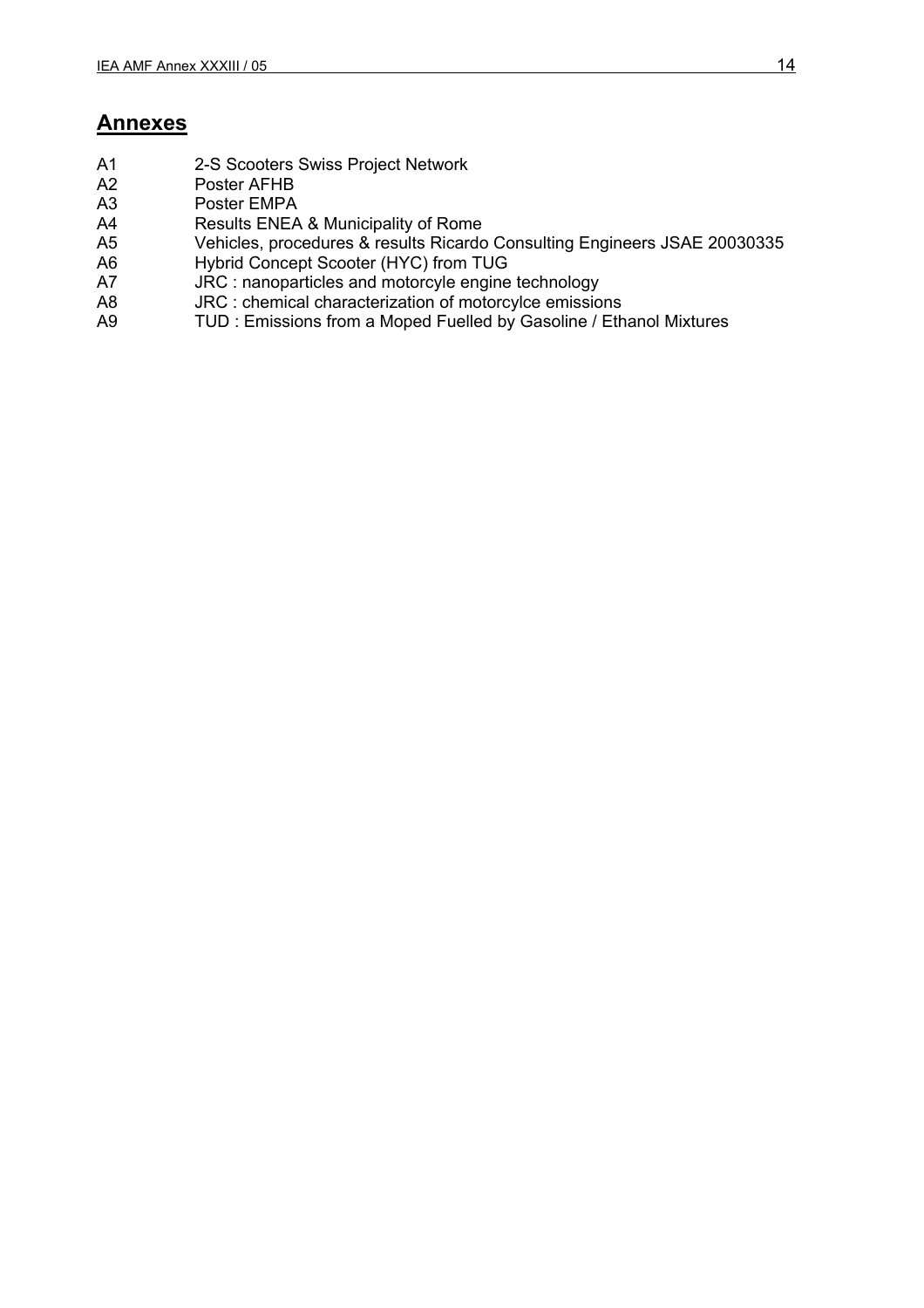## Annexes

| | |
|---|---|
| A1 | 2-S Scooters Swiss Project Network |
| A2 | Poster AFHB |
| A3 | Poster EMPA |
| A4 | Results ENEA & Municipality of Rome |
| A5 | Vehicles, procedures & results Ricardo Consulting Engineers JSAE 20030335 |
| A6 | Hybrid Concept Scooter (HYC) from TUG |
| A7 | JRC : nanoparticles and motorcyle engine technology |
| A8 | JRC : chemical characterization of motorcylce emissions |
| A9 | TUD : Emissions from a Moped Fuelled by Gasoline / Ethanol Mixtures |